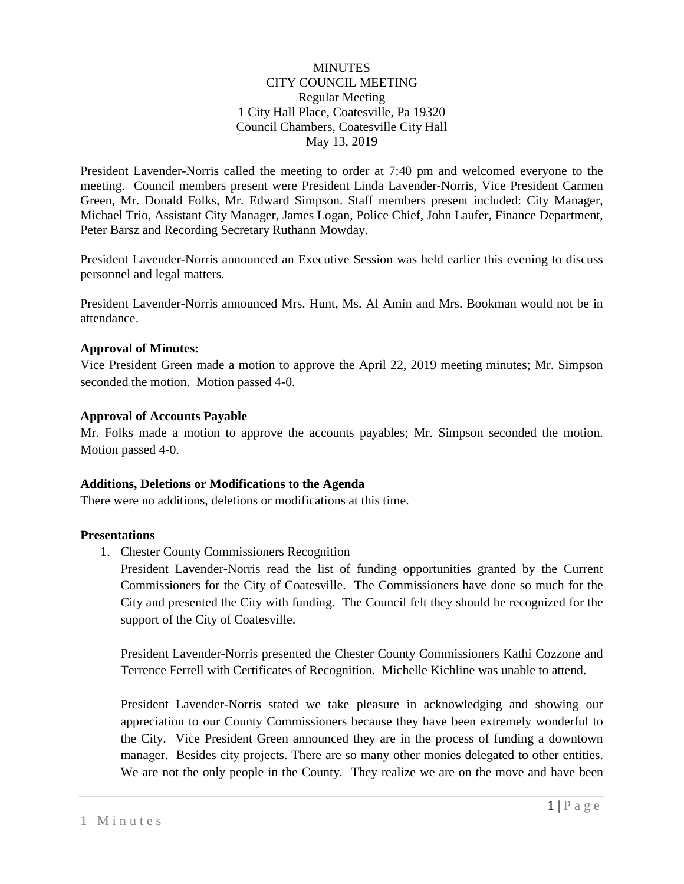MINUTES
CITY COUNCIL MEETING
Regular Meeting
1 City Hall Place, Coatesville, Pa 19320
Council Chambers, Coatesville City Hall
May 13, 2019

President Lavender-Norris called the meeting to order at 7:40 pm and welcomed everyone to the meeting. Council members present were President Linda Lavender-Norris, Vice President Carmen Green, Mr. Donald Folks, Mr. Edward Simpson. Staff members present included: City Manager, Michael Trio, Assistant City Manager, James Logan, Police Chief, John Laufer, Finance Department, Peter Barsz and Recording Secretary Ruthann Mowday.

President Lavender-Norris announced an Executive Session was held earlier this evening to discuss personnel and legal matters.

President Lavender-Norris announced Mrs. Hunt, Ms. Al Amin and Mrs. Bookman would not be in attendance.

**Approval of Minutes:**
Vice President Green made a motion to approve the April 22, 2019 meeting minutes; Mr. Simpson seconded the motion. Motion passed 4-0.

**Approval of Accounts Payable**
Mr. Folks made a motion to approve the accounts payables; Mr. Simpson seconded the motion. Motion passed 4-0.

**Additions, Deletions or Modifications to the Agenda**
There were no additions, deletions or modifications at this time.

**Presentations**

1. Chester County Commissioners Recognition
   President Lavender-Norris read the list of funding opportunities granted by the Current Commissioners for the City of Coatesville. The Commissioners have done so much for the City and presented the City with funding. The Council felt they should be recognized for the support of the City of Coatesville.

   President Lavender-Norris presented the Chester County Commissioners Kathi Cozzone and Terrence Ferrell with Certificates of Recognition. Michelle Kichline was unable to attend.

   President Lavender-Norris stated we take pleasure in acknowledging and showing our appreciation to our County Commissioners because they have been extremely wonderful to the City. Vice President Green announced they are in the process of funding a downtown manager. Besides city projects. There are so many other monies delegated to other entities. We are not the only people in the County. They realize we are on the move and have been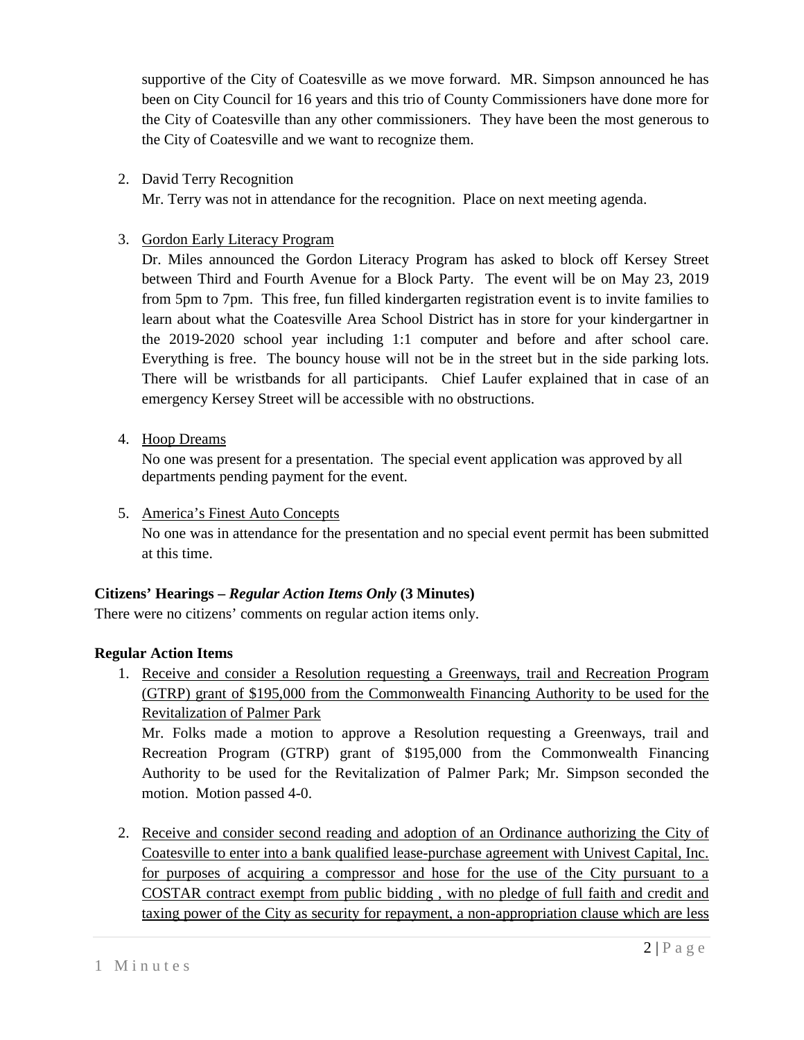supportive of the City of Coatesville as we move forward. MR. Simpson announced he has been on City Council for 16 years and this trio of County Commissioners have done more for the City of Coatesville than any other commissioners. They have been the most generous to the City of Coatesville and we want to recognize them.

2. David Terry Recognition
   Mr. Terry was not in attendance for the recognition. Place on next meeting agenda.

3. Gordon Early Literacy Program
   Dr. Miles announced the Gordon Literacy Program has asked to block off Kersey Street between Third and Fourth Avenue for a Block Party. The event will be on May 23, 2019 from 5pm to 7pm. This free, fun filled kindergarten registration event is to invite families to learn about what the Coatesville Area School District has in store for your kindergartner in the 2019-2020 school year including 1:1 computer and before and after school care. Everything is free. The bouncy house will not be in the street but in the side parking lots. There will be wristbands for all participants. Chief Laufer explained that in case of an emergency Kersey Street will be accessible with no obstructions.

4. Hoop Dreams
   No one was present for a presentation. The special event application was approved by all departments pending payment for the event.

5. America's Finest Auto Concepts
   No one was in attendance for the presentation and no special event permit has been submitted at this time.

**Citizens' Hearings – *Regular Action Items Only* (3 Minutes)**

There were no citizens' comments on regular action items only.

**Regular Action Items**

1. Receive and consider a Resolution requesting a Greenways, trail and Recreation Program (GTRP) grant of $195,000 from the Commonwealth Financing Authority to be used for the Revitalization of Palmer Park
   Mr. Folks made a motion to approve a Resolution requesting a Greenways, trail and Recreation Program (GTRP) grant of $195,000 from the Commonwealth Financing Authority to be used for the Revitalization of Palmer Park; Mr. Simpson seconded the motion. Motion passed 4-0.

2. Receive and consider second reading and adoption of an Ordinance authorizing the City of Coatesville to enter into a bank qualified lease-purchase agreement with Univest Capital, Inc. for purposes of acquiring a compressor and hose for the use of the City pursuant to a COSTAR contract exempt from public bidding , with no pledge of full faith and credit and taxing power of the City as security for repayment, a non-appropriation clause which are less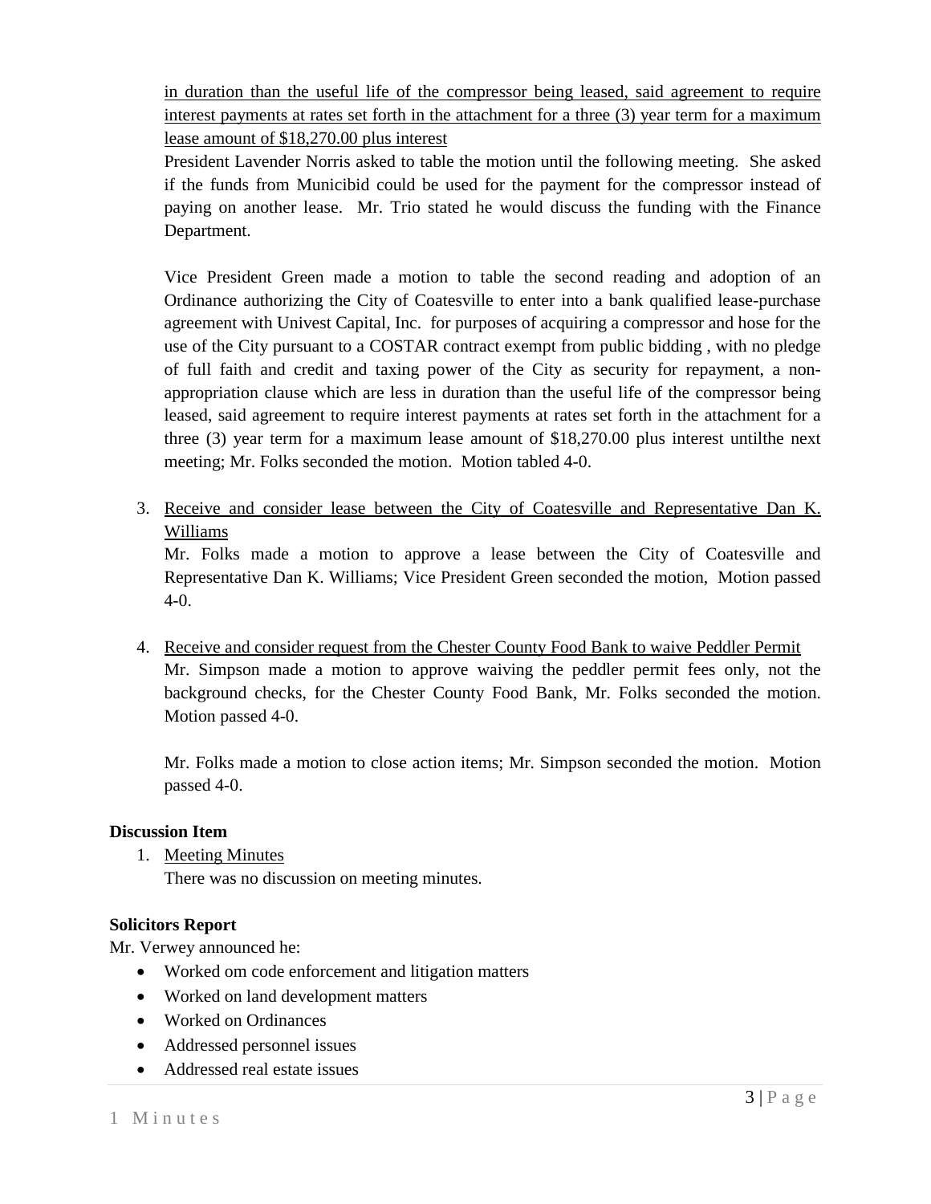in duration than the useful life of the compressor being leased, said agreement to require interest payments at rates set forth in the attachment for a three (3) year term for a maximum lease amount of $18,270.00 plus interest

President Lavender Norris asked to table the motion until the following meeting. She asked if the funds from Municibid could be used for the payment for the compressor instead of paying on another lease. Mr. Trio stated he would discuss the funding with the Finance Department.

Vice President Green made a motion to table the second reading and adoption of an Ordinance authorizing the City of Coatesville to enter into a bank qualified lease-purchase agreement with Univest Capital, Inc. for purposes of acquiring a compressor and hose for the use of the City pursuant to a COSTAR contract exempt from public bidding , with no pledge of full faith and credit and taxing power of the City as security for repayment, a non-appropriation clause which are less in duration than the useful life of the compressor being leased, said agreement to require interest payments at rates set forth in the attachment for a three (3) year term for a maximum lease amount of $18,270.00 plus interest untilthe next meeting; Mr. Folks seconded the motion. Motion tabled 4-0.

3. Receive and consider lease between the City of Coatesville and Representative Dan K. Williams

   Mr. Folks made a motion to approve a lease between the City of Coatesville and Representative Dan K. Williams; Vice President Green seconded the motion, Motion passed 4-0.

4. Receive and consider request from the Chester County Food Bank to waive Peddler Permit

   Mr. Simpson made a motion to approve waiving the peddler permit fees only, not the background checks, for the Chester County Food Bank, Mr. Folks seconded the motion. Motion passed 4-0.

   Mr. Folks made a motion to close action items; Mr. Simpson seconded the motion. Motion passed 4-0.

**Discussion Item**

1. Meeting Minutes

   There was no discussion on meeting minutes.

**Solicitors Report**

Mr. Verwey announced he:

- Worked om code enforcement and litigation matters
- Worked on land development matters
- Worked on Ordinances
- Addressed personnel issues
- Addressed real estate issues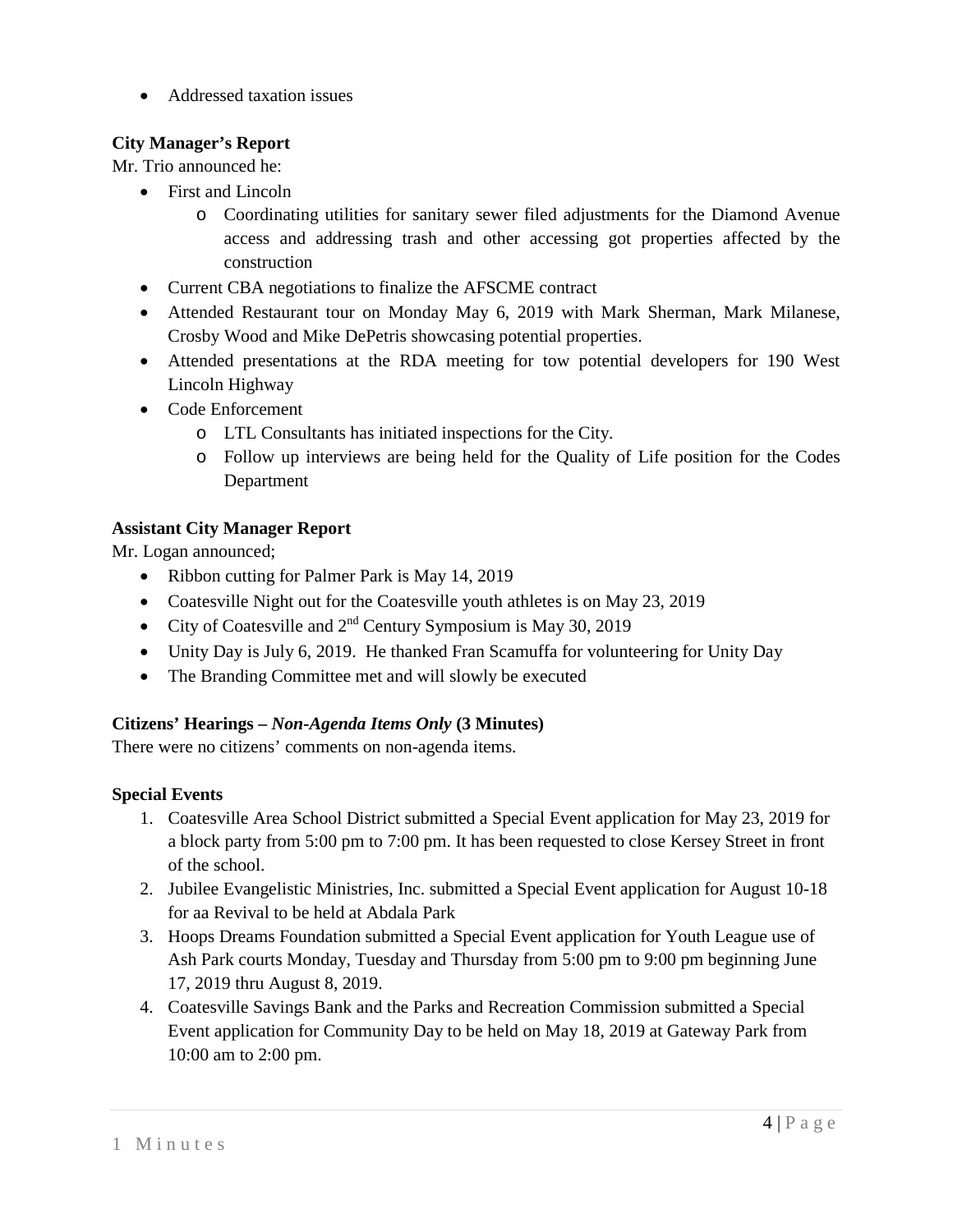- Addressed taxation issues

**City Manager's Report**

Mr. Trio announced he:

- First and Lincoln
  - Coordinating utilities for sanitary sewer filed adjustments for the Diamond Avenue access and addressing trash and other accessing got properties affected by the construction
- Current CBA negotiations to finalize the AFSCME contract
- Attended Restaurant tour on Monday May 6, 2019 with Mark Sherman, Mark Milanese, Crosby Wood and Mike DePetris showcasing potential properties.
- Attended presentations at the RDA meeting for tow potential developers for 190 West Lincoln Highway
- Code Enforcement
  - LTL Consultants has initiated inspections for the City.
  - Follow up interviews are being held for the Quality of Life position for the Codes Department

**Assistant City Manager Report**

Mr. Logan announced;

- Ribbon cutting for Palmer Park is May 14, 2019
- Coatesville Night out for the Coatesville youth athletes is on May 23, 2019
- City of Coatesville and 2nd Century Symposium is May 30, 2019
- Unity Day is July 6, 2019. He thanked Fran Scamuffa for volunteering for Unity Day
- The Branding Committee met and will slowly be executed

**Citizens' Hearings – *Non-Agenda Items Only* (3 Minutes)**

There were no citizens' comments on non-agenda items.

**Special Events**

1. Coatesville Area School District submitted a Special Event application for May 23, 2019 for a block party from 5:00 pm to 7:00 pm. It has been requested to close Kersey Street in front of the school.
2. Jubilee Evangelistic Ministries, Inc. submitted a Special Event application for August 10-18 for aa Revival to be held at Abdala Park
3. Hoops Dreams Foundation submitted a Special Event application for Youth League use of Ash Park courts Monday, Tuesday and Thursday from 5:00 pm to 9:00 pm beginning June 17, 2019 thru August 8, 2019.
4. Coatesville Savings Bank and the Parks and Recreation Commission submitted a Special Event application for Community Day to be held on May 18, 2019 at Gateway Park from 10:00 am to 2:00 pm.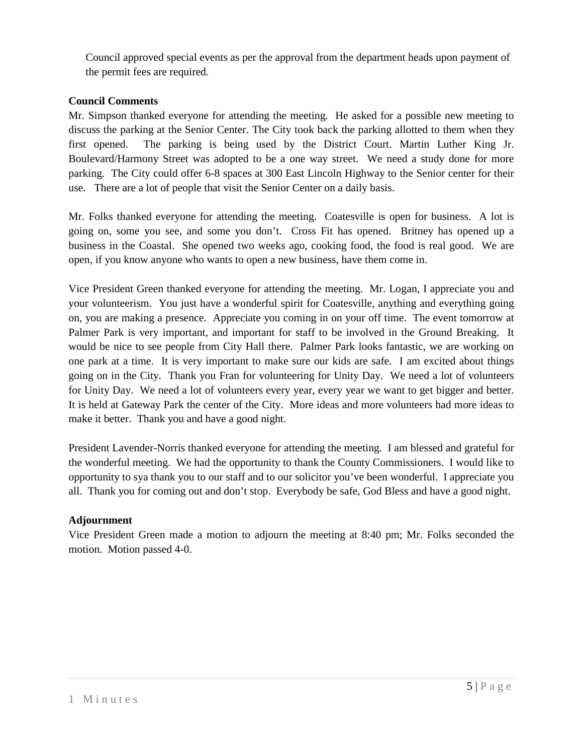Council approved special events as per the approval from the department heads upon payment of the permit fees are required.

**Council Comments**

Mr. Simpson thanked everyone for attending the meeting. He asked for a possible new meeting to discuss the parking at the Senior Center. The City took back the parking allotted to them when they first opened. The parking is being used by the District Court. Martin Luther King Jr. Boulevard/Harmony Street was adopted to be a one way street. We need a study done for more parking. The City could offer 6-8 spaces at 300 East Lincoln Highway to the Senior center for their use. There are a lot of people that visit the Senior Center on a daily basis.

Mr. Folks thanked everyone for attending the meeting. Coatesville is open for business. A lot is going on, some you see, and some you don't. Cross Fit has opened. Britney has opened up a business in the Coastal. She opened two weeks ago, cooking food, the food is real good. We are open, if you know anyone who wants to open a new business, have them come in.

Vice President Green thanked everyone for attending the meeting. Mr. Logan, I appreciate you and your volunteerism. You just have a wonderful spirit for Coatesville, anything and everything going on, you are making a presence. Appreciate you coming in on your off time. The event tomorrow at Palmer Park is very important, and important for staff to be involved in the Ground Breaking. It would be nice to see people from City Hall there. Palmer Park looks fantastic, we are working on one park at a time. It is very important to make sure our kids are safe. I am excited about things going on in the City. Thank you Fran for volunteering for Unity Day. We need a lot of volunteers for Unity Day. We need a lot of volunteers every year, every year we want to get bigger and better. It is held at Gateway Park the center of the City. More ideas and more volunteers had more ideas to make it better. Thank you and have a good night.

President Lavender-Norris thanked everyone for attending the meeting. I am blessed and grateful for the wonderful meeting. We had the opportunity to thank the County Commissioners. I would like to opportunity to sya thank you to our staff and to our solicitor you've been wonderful. I appreciate you all. Thank you for coming out and don't stop. Everybody be safe, God Bless and have a good night.

**Adjournment**

Vice President Green made a motion to adjourn the meeting at 8:40 pm; Mr. Folks seconded the motion. Motion passed 4-0.